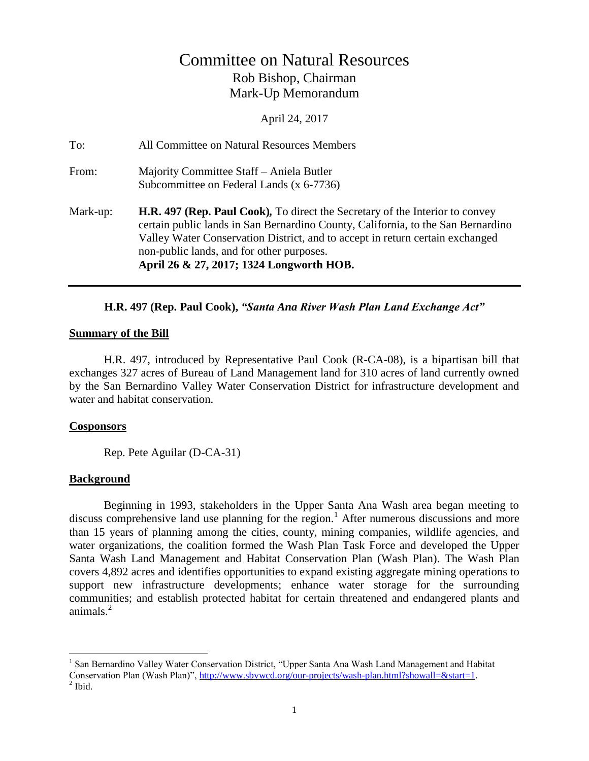# Committee on Natural Resources

## Rob Bishop, Chairman
## Mark-Up Memorandum

April 24, 2017

To: All Committee on Natural Resources Members

From: Majority Committee Staff – Aniela Butler
Subcommittee on Federal Lands (x 6-7736)

Mark-up: **H.R. 497 (Rep. Paul Cook),** To direct the Secretary of the Interior to convey certain public lands in San Bernardino County, California, to the San Bernardino Valley Water Conservation District, and to accept in return certain exchanged non-public lands, and for other purposes.
**April 26 & 27, 2017; 1324 Longworth HOB.**

---

**H.R. 497 (Rep. Paul Cook),** ***"Santa Ana River Wash Plan Land Exchange Act"***

**Summary of the Bill**

H.R. 497, introduced by Representative Paul Cook (R-CA-08), is a bipartisan bill that exchanges 327 acres of Bureau of Land Management land for 310 acres of land currently owned by the San Bernardino Valley Water Conservation District for infrastructure development and water and habitat conservation.

**Cosponsors**

Rep. Pete Aguilar (D-CA-31)

**Background**

Beginning in 1993, stakeholders in the Upper Santa Ana Wash area began meeting to discuss comprehensive land use planning for the region.[1] After numerous discussions and more than 15 years of planning among the cities, county, mining companies, wildlife agencies, and water organizations, the coalition formed the Wash Plan Task Force and developed the Upper Santa Wash Land Management and Habitat Conservation Plan (Wash Plan). The Wash Plan covers 4,892 acres and identifies opportunities to expand existing aggregate mining operations to support new infrastructure developments; enhance water storage for the surrounding communities; and establish protected habitat for certain threatened and endangered plants and animals.[2]

---

[1] San Bernardino Valley Water Conservation District, "Upper Santa Ana Wash Land Management and Habitat Conservation Plan (Wash Plan)", http://www.sbvwcd.org/our-projects/wash-plan.html?showall=&start=1.

[2] Ibid.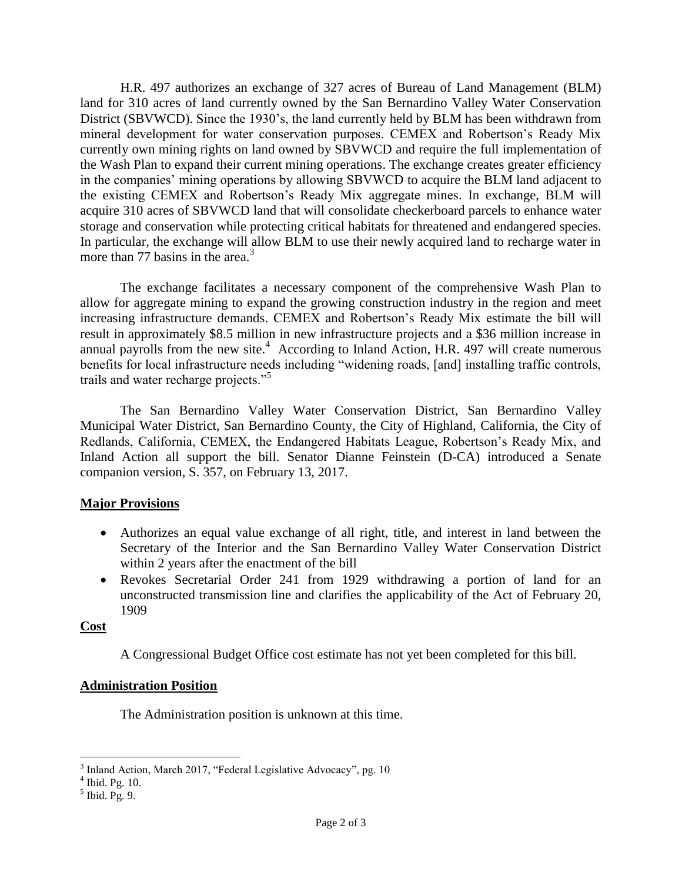H.R. 497 authorizes an exchange of 327 acres of Bureau of Land Management (BLM) land for 310 acres of land currently owned by the San Bernardino Valley Water Conservation District (SBVWCD). Since the 1930's, the land currently held by BLM has been withdrawn from mineral development for water conservation purposes. CEMEX and Robertson's Ready Mix currently own mining rights on land owned by SBVWCD and require the full implementation of the Wash Plan to expand their current mining operations. The exchange creates greater efficiency in the companies' mining operations by allowing SBVWCD to acquire the BLM land adjacent to the existing CEMEX and Robertson's Ready Mix aggregate mines. In exchange, BLM will acquire 310 acres of SBVWCD land that will consolidate checkerboard parcels to enhance water storage and conservation while protecting critical habitats for threatened and endangered species. In particular, the exchange will allow BLM to use their newly acquired land to recharge water in more than 77 basins in the area.[3]

The exchange facilitates a necessary component of the comprehensive Wash Plan to allow for aggregate mining to expand the growing construction industry in the region and meet increasing infrastructure demands. CEMEX and Robertson's Ready Mix estimate the bill will result in approximately $8.5 million in new infrastructure projects and a $36 million increase in annual payrolls from the new site.[4] According to Inland Action, H.R. 497 will create numerous benefits for local infrastructure needs including "widening roads, [and] installing traffic controls, trails and water recharge projects."[5]

The San Bernardino Valley Water Conservation District, San Bernardino Valley Municipal Water District, San Bernardino County, the City of Highland, California, the City of Redlands, California, CEMEX, the Endangered Habitats League, Robertson's Ready Mix, and Inland Action all support the bill. Senator Dianne Feinstein (D-CA) introduced a Senate companion version, S. 357, on February 13, 2017.

## Major Provisions

- Authorizes an equal value exchange of all right, title, and interest in land between the Secretary of the Interior and the San Bernardino Valley Water Conservation District within 2 years after the enactment of the bill
- Revokes Secretarial Order 241 from 1929 withdrawing a portion of land for an unconstructed transmission line and clarifies the applicability of the Act of February 20, 1909

## Cost

A Congressional Budget Office cost estimate has not yet been completed for this bill.

## Administration Position

The Administration position is unknown at this time.

---

[3] Inland Action, March 2017, "Federal Legislative Advocacy", pg. 10

[4] Ibid. Pg. 10.

[5] Ibid. Pg. 9.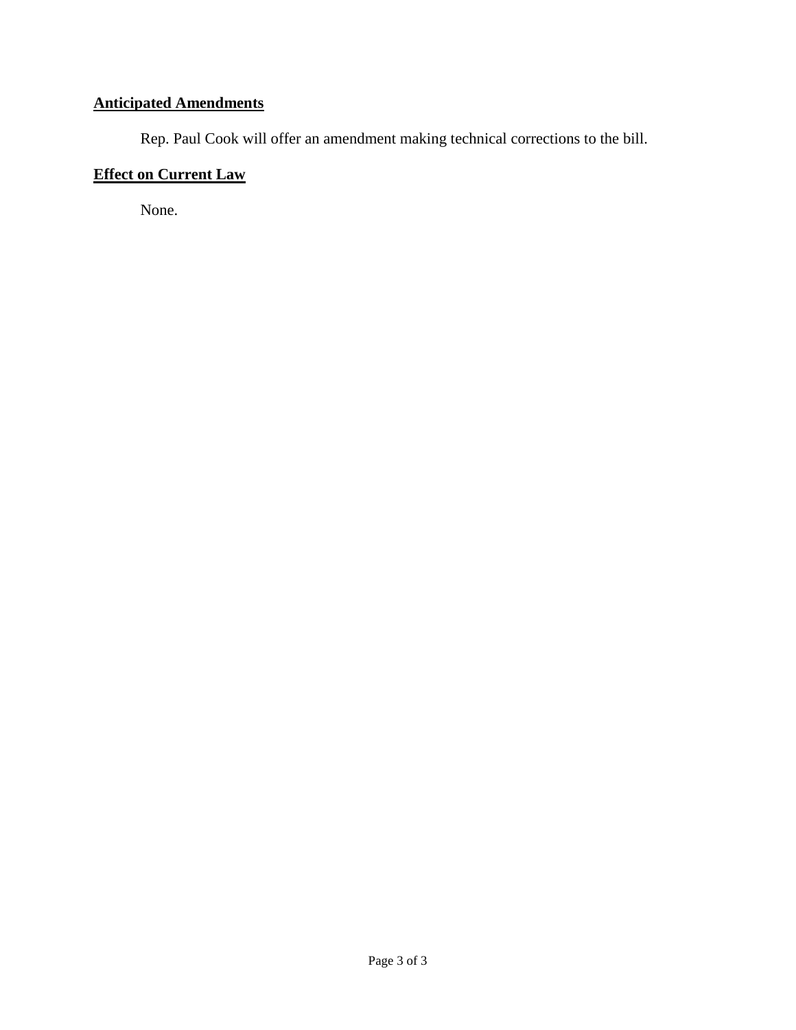## Anticipated Amendments

Rep. Paul Cook will offer an amendment making technical corrections to the bill.

## Effect on Current Law

None.